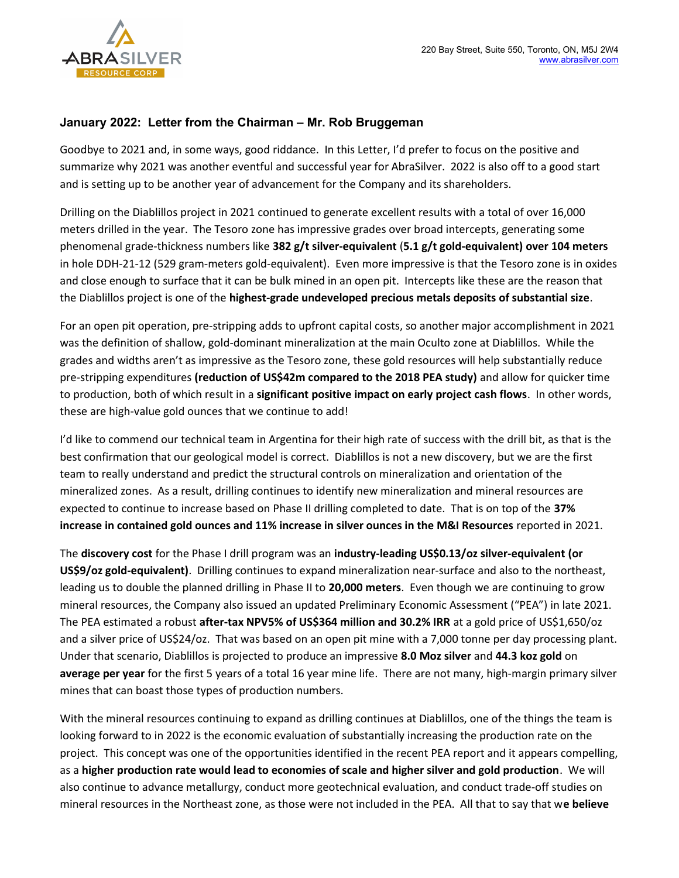220 Bay Street, Suite 550, Toronto, ON, M5J 2W4
www.abrasilver.com

## January 2022: Letter from the Chairman – Mr. Rob Bruggeman

Goodbye to 2021 and, in some ways, good riddance. In this Letter, I'd prefer to focus on the positive and summarize why 2021 was another eventful and successful year for AbraSilver. 2022 is also off to a good start and is setting up to be another year of advancement for the Company and its shareholders.

Drilling on the Diablillos project in 2021 continued to generate excellent results with a total of over 16,000 meters drilled in the year. The Tesoro zone has impressive grades over broad intercepts, generating some phenomenal grade-thickness numbers like **382 g/t silver-equivalent** (**5.1 g/t gold-equivalent) over 104 meters** in hole DDH-21-12 (529 gram-meters gold-equivalent). Even more impressive is that the Tesoro zone is in oxides and close enough to surface that it can be bulk mined in an open pit. Intercepts like these are the reason that the Diablillos project is one of the **highest-grade undeveloped precious metals deposits of substantial size**.

For an open pit operation, pre-stripping adds to upfront capital costs, so another major accomplishment in 2021 was the definition of shallow, gold-dominant mineralization at the main Oculto zone at Diablillos. While the grades and widths aren't as impressive as the Tesoro zone, these gold resources will help substantially reduce pre-stripping expenditures **(reduction of US$42m compared to the 2018 PEA study)** and allow for quicker time to production, both of which result in a **significant positive impact on early project cash flows**. In other words, these are high-value gold ounces that we continue to add!

I'd like to commend our technical team in Argentina for their high rate of success with the drill bit, as that is the best confirmation that our geological model is correct. Diablillos is not a new discovery, but we are the first team to really understand and predict the structural controls on mineralization and orientation of the mineralized zones. As a result, drilling continues to identify new mineralization and mineral resources are expected to continue to increase based on Phase II drilling completed to date. That is on top of the **37% increase in contained gold ounces and 11% increase in silver ounces in the M&I Resources** reported in 2021.

The **discovery cost** for the Phase I drill program was an **industry-leading US$0.13/oz silver-equivalent (or US$9/oz gold-equivalent)**. Drilling continues to expand mineralization near-surface and also to the northeast, leading us to double the planned drilling in Phase II to **20,000 meters**. Even though we are continuing to grow mineral resources, the Company also issued an updated Preliminary Economic Assessment ("PEA") in late 2021. The PEA estimated a robust **after-tax NPV5% of US$364 million and 30.2% IRR** at a gold price of US$1,650/oz and a silver price of US$24/oz. That was based on an open pit mine with a 7,000 tonne per day processing plant. Under that scenario, Diablillos is projected to produce an impressive **8.0 Moz silver** and **44.3 koz gold** on **average per year** for the first 5 years of a total 16 year mine life. There are not many, high-margin primary silver mines that can boast those types of production numbers.

With the mineral resources continuing to expand as drilling continues at Diablillos, one of the things the team is looking forward to in 2022 is the economic evaluation of substantially increasing the production rate on the project. This concept was one of the opportunities identified in the recent PEA report and it appears compelling, as a **higher production rate would lead to economies of scale and higher silver and gold production**. We will also continue to advance metallurgy, conduct more geotechnical evaluation, and conduct trade-off studies on mineral resources in the Northeast zone, as those were not included in the PEA. All that to say that w**e believe**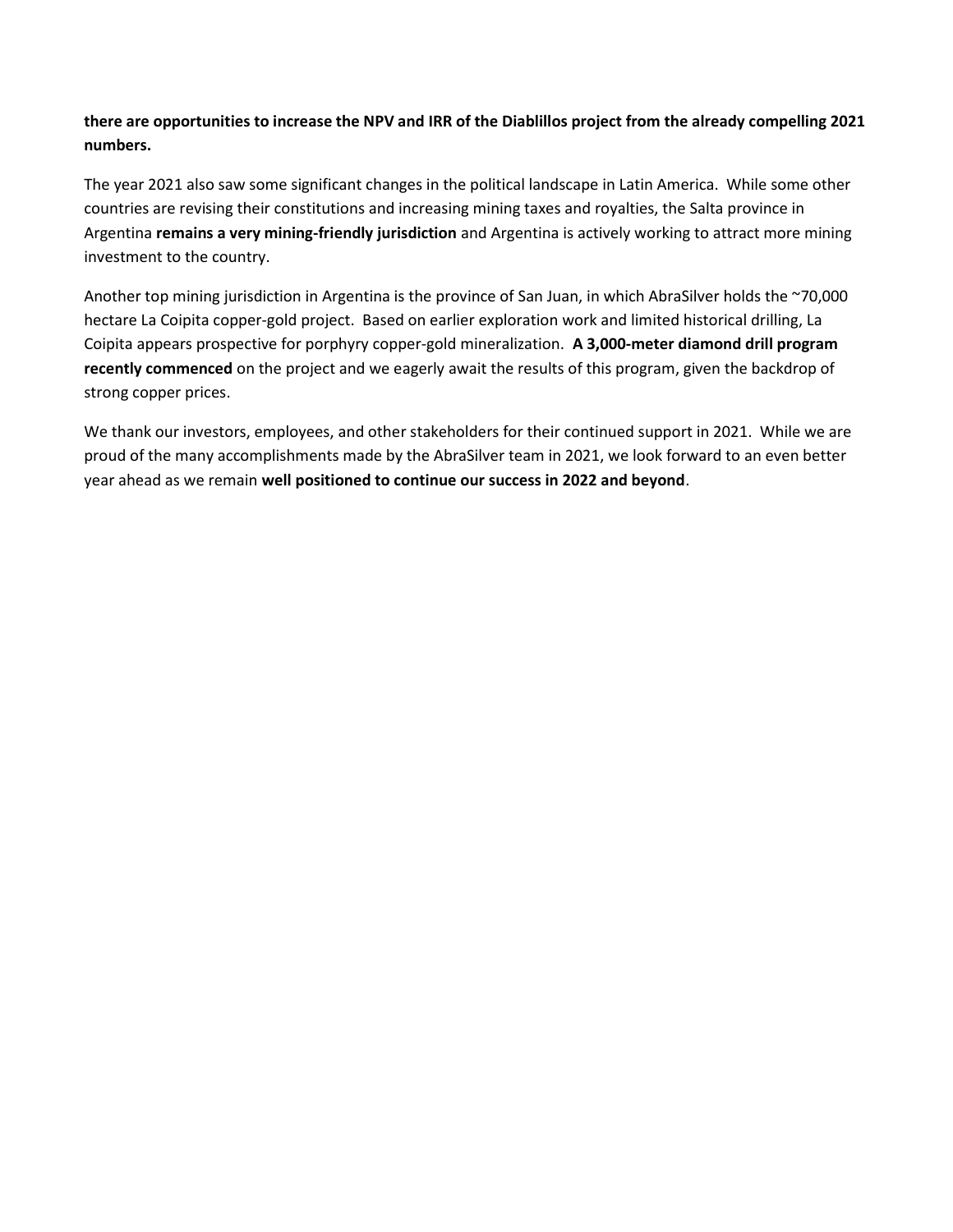**there are opportunities to increase the NPV and IRR of the Diablillos project from the already compelling 2021 numbers.**

The year 2021 also saw some significant changes in the political landscape in Latin America. While some other countries are revising their constitutions and increasing mining taxes and royalties, the Salta province in Argentina **remains a very mining-friendly jurisdiction** and Argentina is actively working to attract more mining investment to the country.

Another top mining jurisdiction in Argentina is the province of San Juan, in which AbraSilver holds the ~70,000 hectare La Coipita copper-gold project. Based on earlier exploration work and limited historical drilling, La Coipita appears prospective for porphyry copper-gold mineralization. **A 3,000-meter diamond drill program recently commenced** on the project and we eagerly await the results of this program, given the backdrop of strong copper prices.

We thank our investors, employees, and other stakeholders for their continued support in 2021. While we are proud of the many accomplishments made by the AbraSilver team in 2021, we look forward to an even better year ahead as we remain **well positioned to continue our success in 2022 and beyond**.